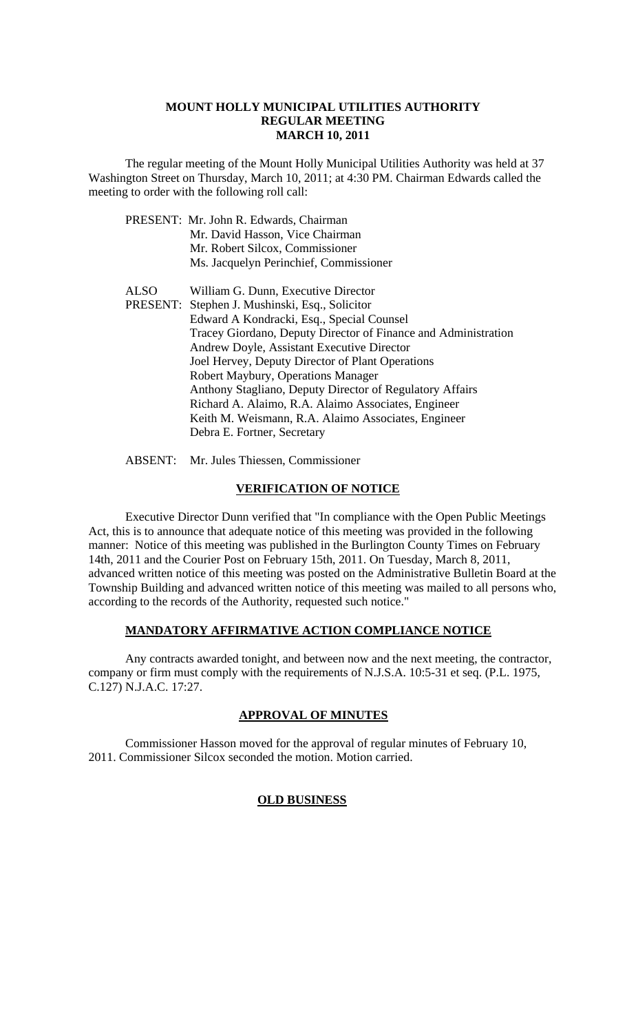# MOUNT HOLLY MUNICIPAL UTILITIES AUTHORITY
## REGULAR MEETING
## MARCH 10, 2011

The regular meeting of the Mount Holly Municipal Utilities Authority was held at 37 Washington Street on Thursday, March 10, 2011; at 4:30 PM. Chairman Edwards called the meeting to order with the following roll call:

PRESENT: Mr. John R. Edwards, Chairman
Mr. David Hasson, Vice Chairman
Mr. Robert Silcox, Commissioner
Ms. Jacquelyn Perinchief, Commissioner

ALSO PRESENT: William G. Dunn, Executive Director
Stephen J. Mushinski, Esq., Solicitor
Edward A Kondracki, Esq., Special Counsel
Tracey Giordano, Deputy Director of Finance and Administration
Andrew Doyle, Assistant Executive Director
Joel Hervey, Deputy Director of Plant Operations
Robert Maybury, Operations Manager
Anthony Stagliano, Deputy Director of Regulatory Affairs
Richard A. Alaimo, R.A. Alaimo Associates, Engineer
Keith M. Weismann, R.A. Alaimo Associates, Engineer
Debra E. Fortner, Secretary

ABSENT: Mr. Jules Thiessen, Commissioner

## VERIFICATION OF NOTICE

Executive Director Dunn verified that "In compliance with the Open Public Meetings Act, this is to announce that adequate notice of this meeting was provided in the following manner: Notice of this meeting was published in the Burlington County Times on February 14th, 2011 and the Courier Post on February 15th, 2011. On Tuesday, March 8, 2011, advanced written notice of this meeting was posted on the Administrative Bulletin Board at the Township Building and advanced written notice of this meeting was mailed to all persons who, according to the records of the Authority, requested such notice."

## MANDATORY AFFIRMATIVE ACTION COMPLIANCE NOTICE

Any contracts awarded tonight, and between now and the next meeting, the contractor, company or firm must comply with the requirements of N.J.S.A. 10:5-31 et seq. (P.L. 1975, C.127) N.J.A.C. 17:27.

## APPROVAL OF MINUTES

Commissioner Hasson moved for the approval of regular minutes of February 10, 2011. Commissioner Silcox seconded the motion. Motion carried.

## OLD BUSINESS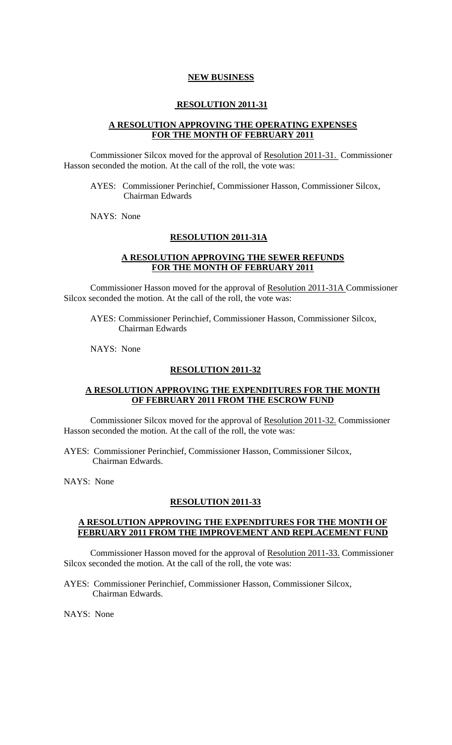## NEW BUSINESS

### RESOLUTION 2011-31

### A RESOLUTION APPROVING THE OPERATING EXPENSES FOR THE MONTH OF FEBRUARY 2011

Commissioner Silcox moved for the approval of Resolution 2011-31. Commissioner Hasson seconded the motion. At the call of the roll, the vote was:

AYES: Commissioner Perinchief, Commissioner Hasson, Commissioner Silcox, Chairman Edwards

NAYS: None

### RESOLUTION 2011-31A

### A RESOLUTION APPROVING THE SEWER REFUNDS FOR THE MONTH OF FEBRUARY 2011

Commissioner Hasson moved for the approval of Resolution 2011-31A Commissioner Silcox seconded the motion. At the call of the roll, the vote was:

AYES: Commissioner Perinchief, Commissioner Hasson, Commissioner Silcox, Chairman Edwards

NAYS: None

### RESOLUTION 2011-32

### A RESOLUTION APPROVING THE EXPENDITURES FOR THE MONTH OF FEBRUARY 2011 FROM THE ESCROW FUND

Commissioner Silcox moved for the approval of Resolution 2011-32. Commissioner Hasson seconded the motion. At the call of the roll, the vote was:

AYES: Commissioner Perinchief, Commissioner Hasson, Commissioner Silcox, Chairman Edwards.

NAYS: None

### RESOLUTION 2011-33

### A RESOLUTION APPROVING THE EXPENDITURES FOR THE MONTH OF FEBRUARY 2011 FROM THE IMPROVEMENT AND REPLACEMENT FUND

Commissioner Hasson moved for the approval of Resolution 2011-33. Commissioner Silcox seconded the motion. At the call of the roll, the vote was:

AYES: Commissioner Perinchief, Commissioner Hasson, Commissioner Silcox, Chairman Edwards.

NAYS: None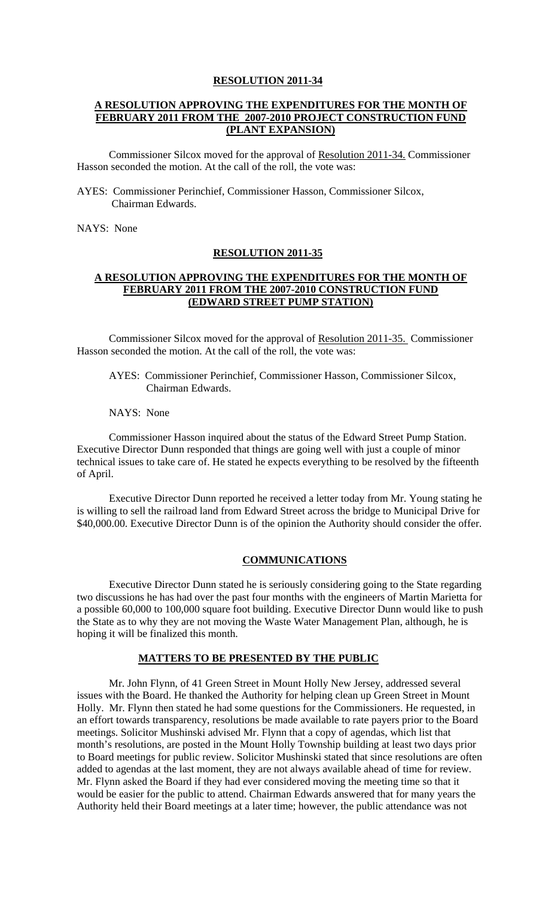## RESOLUTION 2011-34

### A RESOLUTION APPROVING THE EXPENDITURES FOR THE MONTH OF FEBRUARY 2011 FROM THE 2007-2010 PROJECT CONSTRUCTION FUND (PLANT EXPANSION)

Commissioner Silcox moved for the approval of Resolution 2011-34. Commissioner Hasson seconded the motion. At the call of the roll, the vote was:

AYES: Commissioner Perinchief, Commissioner Hasson, Commissioner Silcox, Chairman Edwards.

NAYS: None

## RESOLUTION 2011-35

### A RESOLUTION APPROVING THE EXPENDITURES FOR THE MONTH OF FEBRUARY 2011 FROM THE 2007-2010 CONSTRUCTION FUND (EDWARD STREET PUMP STATION)

Commissioner Silcox moved for the approval of Resolution 2011-35. Commissioner Hasson seconded the motion. At the call of the roll, the vote was:

AYES: Commissioner Perinchief, Commissioner Hasson, Commissioner Silcox, Chairman Edwards.

NAYS: None

Commissioner Hasson inquired about the status of the Edward Street Pump Station. Executive Director Dunn responded that things are going well with just a couple of minor technical issues to take care of. He stated he expects everything to be resolved by the fifteenth of April.

Executive Director Dunn reported he received a letter today from Mr. Young stating he is willing to sell the railroad land from Edward Street across the bridge to Municipal Drive for $40,000.00. Executive Director Dunn is of the opinion the Authority should consider the offer.

## COMMUNICATIONS

Executive Director Dunn stated he is seriously considering going to the State regarding two discussions he has had over the past four months with the engineers of Martin Marietta for a possible 60,000 to 100,000 square foot building. Executive Director Dunn would like to push the State as to why they are not moving the Waste Water Management Plan, although, he is hoping it will be finalized this month.

## MATTERS TO BE PRESENTED BY THE PUBLIC

Mr. John Flynn, of 41 Green Street in Mount Holly New Jersey, addressed several issues with the Board. He thanked the Authority for helping clean up Green Street in Mount Holly. Mr. Flynn then stated he had some questions for the Commissioners. He requested, in an effort towards transparency, resolutions be made available to rate payers prior to the Board meetings. Solicitor Mushinski advised Mr. Flynn that a copy of agendas, which list that month's resolutions, are posted in the Mount Holly Township building at least two days prior to Board meetings for public review. Solicitor Mushinski stated that since resolutions are often added to agendas at the last moment, they are not always available ahead of time for review. Mr. Flynn asked the Board if they had ever considered moving the meeting time so that it would be easier for the public to attend. Chairman Edwards answered that for many years the Authority held their Board meetings at a later time; however, the public attendance was not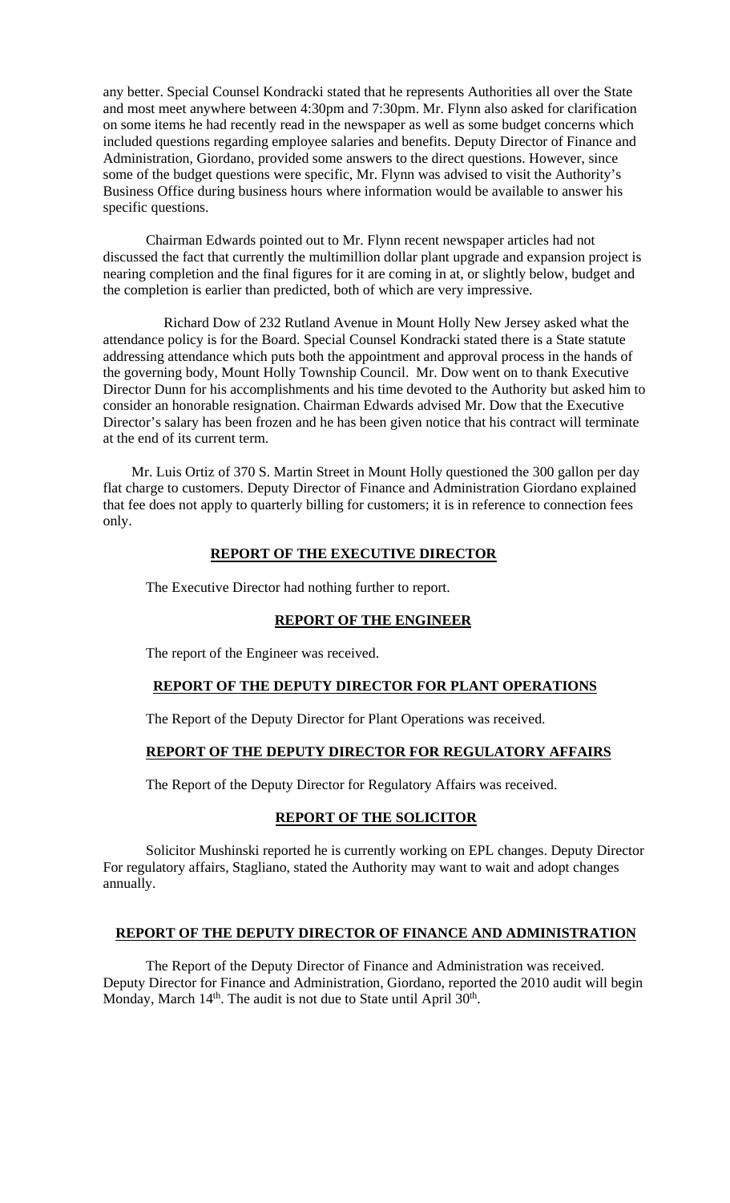any better. Special Counsel Kondracki stated that he represents Authorities all over the State and most meet anywhere between 4:30pm and 7:30pm. Mr. Flynn also asked for clarification on some items he had recently read in the newspaper as well as some budget concerns which included questions regarding employee salaries and benefits. Deputy Director of Finance and Administration, Giordano, provided some answers to the direct questions. However, since some of the budget questions were specific, Mr. Flynn was advised to visit the Authority's Business Office during business hours where information would be available to answer his specific questions.

Chairman Edwards pointed out to Mr. Flynn recent newspaper articles had not discussed the fact that currently the multimillion dollar plant upgrade and expansion project is nearing completion and the final figures for it are coming in at, or slightly below, budget and the completion is earlier than predicted, both of which are very impressive.

Richard Dow of 232 Rutland Avenue in Mount Holly New Jersey asked what the attendance policy is for the Board. Special Counsel Kondracki stated there is a State statute addressing attendance which puts both the appointment and approval process in the hands of the governing body, Mount Holly Township Council. Mr. Dow went on to thank Executive Director Dunn for his accomplishments and his time devoted to the Authority but asked him to consider an honorable resignation. Chairman Edwards advised Mr. Dow that the Executive Director's salary has been frozen and he has been given notice that his contract will terminate at the end of its current term.

Mr. Luis Ortiz of 370 S. Martin Street in Mount Holly questioned the 300 gallon per day flat charge to customers. Deputy Director of Finance and Administration Giordano explained that fee does not apply to quarterly billing for customers; it is in reference to connection fees only.

## **REPORT OF THE EXECUTIVE DIRECTOR**

The Executive Director had nothing further to report.

## **REPORT OF THE ENGINEER**

The report of the Engineer was received.

## **REPORT OF THE DEPUTY DIRECTOR FOR PLANT OPERATIONS**

The Report of the Deputy Director for Plant Operations was received.

## **REPORT OF THE DEPUTY DIRECTOR FOR REGULATORY AFFAIRS**

The Report of the Deputy Director for Regulatory Affairs was received.

## **REPORT OF THE SOLICITOR**

Solicitor Mushinski reported he is currently working on EPL changes. Deputy Director For regulatory affairs, Stagliano, stated the Authority may want to wait and adopt changes annually.

## **REPORT OF THE DEPUTY DIRECTOR OF FINANCE AND ADMINISTRATION**

The Report of the Deputy Director of Finance and Administration was received. Deputy Director for Finance and Administration, Giordano, reported the 2010 audit will begin Monday, March 14th. The audit is not due to State until April 30th.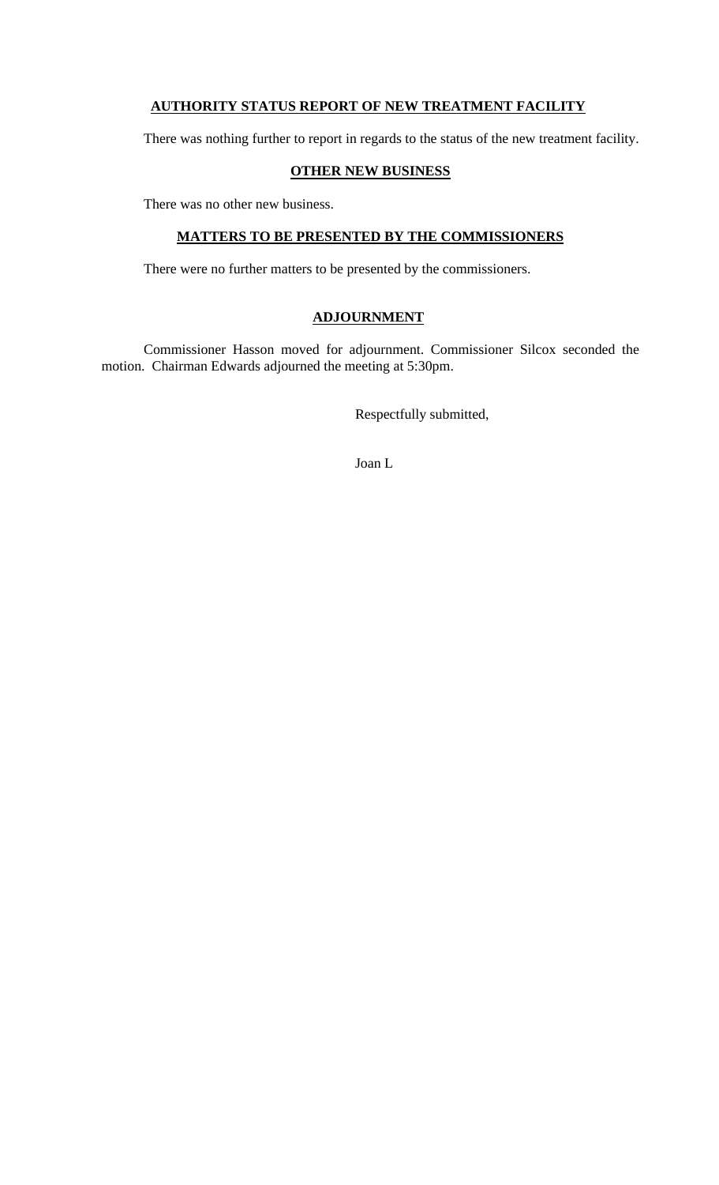## AUTHORITY STATUS REPORT OF NEW TREATMENT FACILITY

There was nothing further to report in regards to the status of the new treatment facility.

## OTHER NEW BUSINESS

There was no other new business.

## MATTERS TO BE PRESENTED BY THE COMMISSIONERS

There were no further matters to be presented by the commissioners.

## ADJOURNMENT

Commissioner Hasson moved for adjournment. Commissioner Silcox seconded the motion. Chairman Edwards adjourned the meeting at 5:30pm.

Respectfully submitted,

Joan L